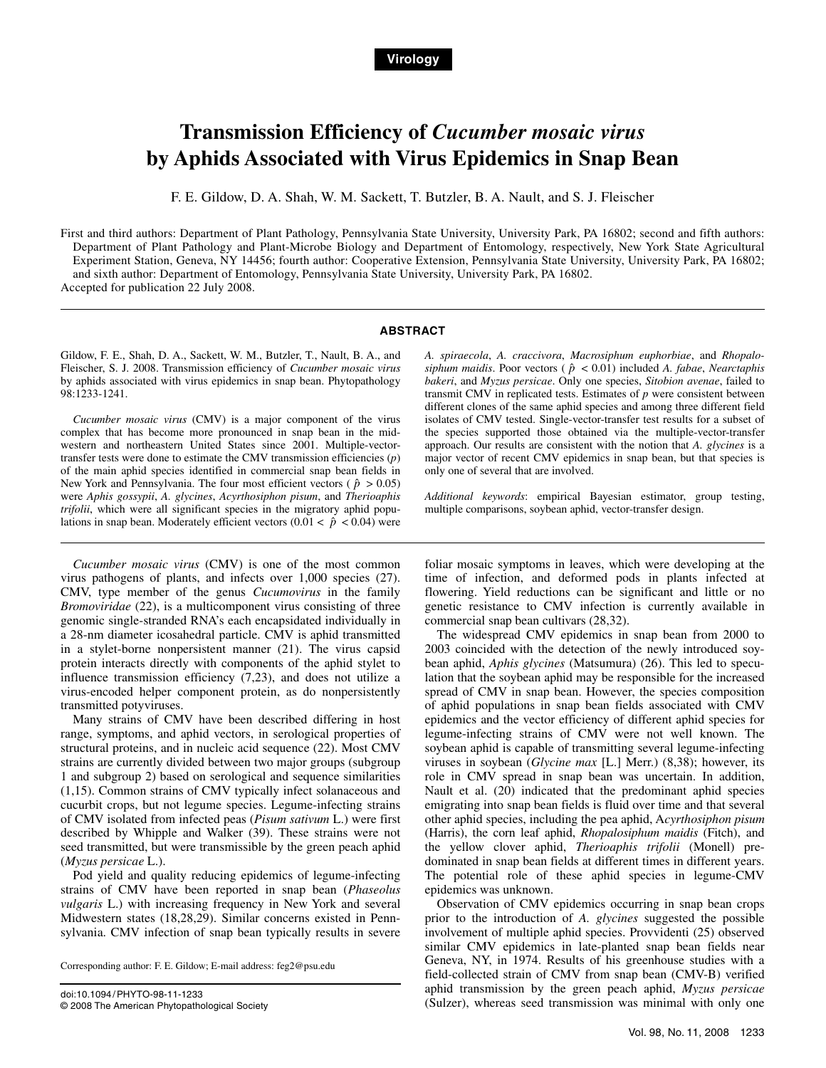Virology

# Transmission Efficiency of *Cucumber mosaic virus* by Aphids Associated with Virus Epidemics in Snap Bean

F. E. Gildow, D. A. Shah, W. M. Sackett, T. Butzler, B. A. Nault, and S. J. Fleischer

First and third authors: Department of Plant Pathology, Pennsylvania State University, University Park, PA 16802; second and fifth authors: Department of Plant Pathology and Plant-Microbe Biology and Department of Entomology, respectively, New York State Agricultural Experiment Station, Geneva, NY 14456; fourth author: Cooperative Extension, Pennsylvania State University, University Park, PA 16802; and sixth author: Department of Entomology, Pennsylvania State University, University Park, PA 16802.

Accepted for publication 22 July 2008.

## ABSTRACT

Gildow, F. E., Shah, D. A., Sackett, W. M., Butzler, T., Nault, B. A., and Fleischer, S. J. 2008. Transmission efficiency of *Cucumber mosaic virus* by aphids associated with virus epidemics in snap bean. Phytopathology 98:1233-1241.

*Cucumber mosaic virus* (CMV) is a major component of the virus complex that has become more pronounced in snap bean in the midwestern and northeastern United States since 2001. Multiple-vector-transfer tests were done to estimate the CMV transmission efficiencies ($p$) of the main aphid species identified in commercial snap bean fields in New York and Pennsylvania. The four most efficient vectors ($\hat{p} > 0.05$) were *Aphis gossypii*, *A. glycines*, *Acyrthosiphon pisum*, and *Therioaphis trifolii*, which were all significant species in the migratory aphid populations in snap bean. Moderately efficient vectors ($0.01 < \hat{p} < 0.04$) were *A. spiraecola*, *A. craccivora*, *Macrosiphum euphorbiae*, and *Rhopalosiphum maidis*. Poor vectors ($\hat{p} < 0.01$) included *A. fabae*, *Nearctaphis bakeri*, and *Myzus persicae*. Only one species, *Sitobion avenae*, failed to transmit CMV in replicated tests. Estimates of $p$ were consistent between different clones of the same aphid species and among three different field isolates of CMV tested. Single-vector-transfer test results for a subset of the species supported those obtained via the multiple-vector-transfer approach. Our results are consistent with the notion that *A. glycines* is a major vector of recent CMV epidemics in snap bean, but that species is only one of several that are involved.

*Additional keywords*: empirical Bayesian estimator, group testing, multiple comparisons, soybean aphid, vector-transfer design.

*Cucumber mosaic virus* (CMV) is one of the most common virus pathogens of plants, and infects over 1,000 species (27). CMV, type member of the genus *Cucumovirus* in the family *Bromoviridae* (22), is a multicomponent virus consisting of three genomic single-stranded RNA's each encapsidated individually in a 28-nm diameter icosahedral particle. CMV is aphid transmitted in a stylet-borne nonpersistent manner (21). The virus capsid protein interacts directly with components of the aphid stylet to influence transmission efficiency (7,23), and does not utilize a virus-encoded helper component protein, as do nonpersistently transmitted potyviruses.

Many strains of CMV have been described differing in host range, symptoms, and aphid vectors, in serological properties of structural proteins, and in nucleic acid sequence (22). Most CMV strains are currently divided between two major groups (subgroup 1 and subgroup 2) based on serological and sequence similarities (1,15). Common strains of CMV typically infect solanaceous and cucurbit crops, but not legume species. Legume-infecting strains of CMV isolated from infected peas (*Pisum sativum* L.) were first described by Whipple and Walker (39). These strains were not seed transmitted, but were transmissible by the green peach aphid (*Myzus persicae* L.).

Pod yield and quality reducing epidemics of legume-infecting strains of CMV have been reported in snap bean (*Phaseolus vulgaris* L.) with increasing frequency in New York and several Midwestern states (18,28,29). Similar concerns existed in Pennsylvania. CMV infection of snap bean typically results in severe foliar mosaic symptoms in leaves, which were developing at the time of infection, and deformed pods in plants infected at flowering. Yield reductions can be significant and little or no genetic resistance to CMV infection is currently available in commercial snap bean cultivars (28,32).

The widespread CMV epidemics in snap bean from 2000 to 2003 coincided with the detection of the newly introduced soybean aphid, *Aphis glycines* (Matsumura) (26). This led to speculation that the soybean aphid may be responsible for the increased spread of CMV in snap bean. However, the species composition of aphid populations in snap bean fields associated with CMV epidemics and the vector efficiency of different aphid species for legume-infecting strains of CMV were not well known. The soybean aphid is capable of transmitting several legume-infecting viruses in soybean (*Glycine max* [L.] Merr.) (8,38); however, its role in CMV spread in snap bean was uncertain. In addition, Nault et al. (20) indicated that the predominant aphid species emigrating into snap bean fields is fluid over time and that several other aphid species, including the pea aphid, A*cyrthosiphon pisum* (Harris), the corn leaf aphid, *Rhopalosiphum maidis* (Fitch), and the yellow clover aphid, *Therioaphis trifolii* (Monell) predominated in snap bean fields at different times in different years. The potential role of these aphid species in legume-CMV epidemics was unknown.

Observation of CMV epidemics occurring in snap bean crops prior to the introduction of *A. glycines* suggested the possible involvement of multiple aphid species. Provvidenti (25) observed similar CMV epidemics in late-planted snap bean fields near Geneva, NY, in 1974. Results of his greenhouse studies with a field-collected strain of CMV from snap bean (CMV-B) verified aphid transmission by the green peach aphid, *Myzus persicae* (Sulzer), whereas seed transmission was minimal with only one

Corresponding author: F. E. Gildow; E-mail address: feg2@psu.edu

doi:10.1094/PHYTO-98-11-1233
© 2008 The American Phytopathological Society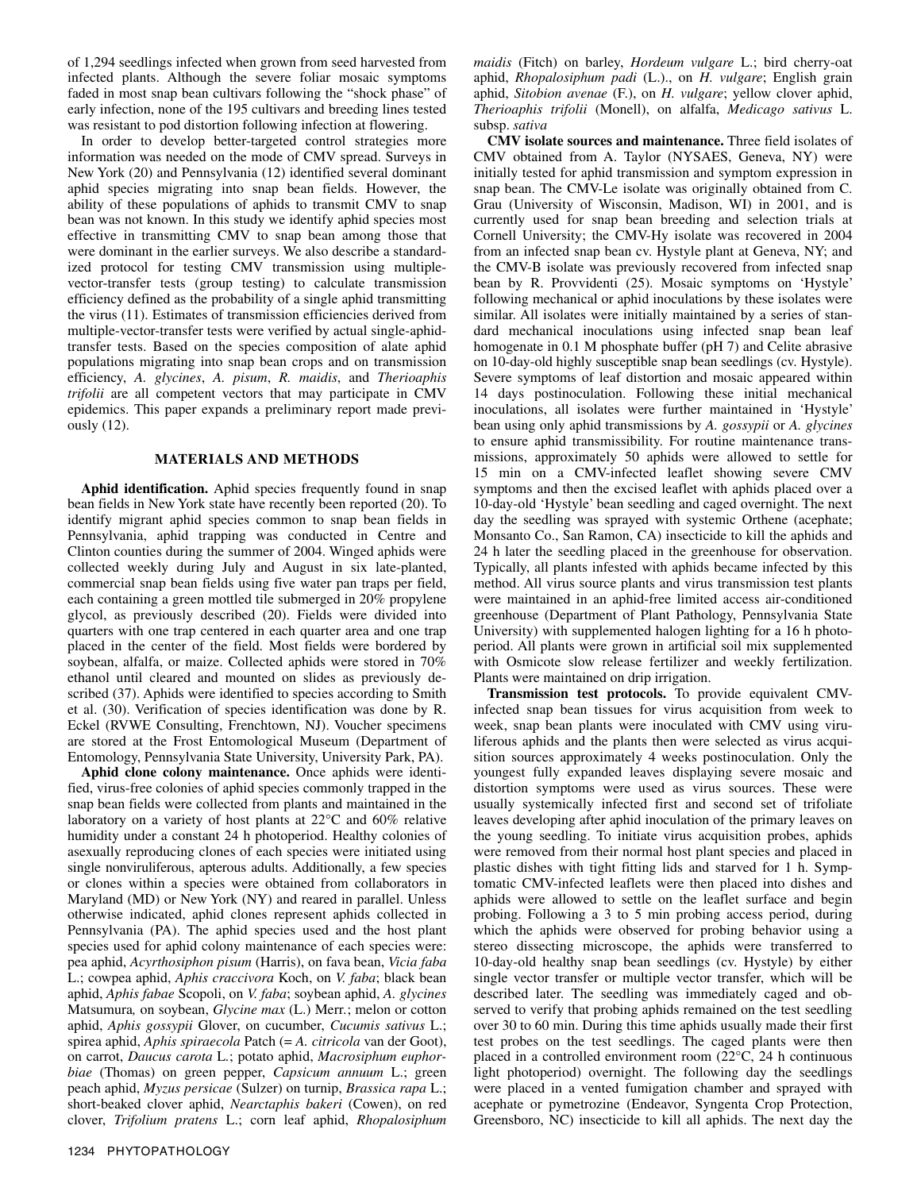of 1,294 seedlings infected when grown from seed harvested from infected plants. Although the severe foliar mosaic symptoms faded in most snap bean cultivars following the "shock phase" of early infection, none of the 195 cultivars and breeding lines tested was resistant to pod distortion following infection at flowering.

In order to develop better-targeted control strategies more information was needed on the mode of CMV spread. Surveys in New York (20) and Pennsylvania (12) identified several dominant aphid species migrating into snap bean fields. However, the ability of these populations of aphids to transmit CMV to snap bean was not known. In this study we identify aphid species most effective in transmitting CMV to snap bean among those that were dominant in the earlier surveys. We also describe a standardized protocol for testing CMV transmission using multiple-vector-transfer tests (group testing) to calculate transmission efficiency defined as the probability of a single aphid transmitting the virus (11). Estimates of transmission efficiencies derived from multiple-vector-transfer tests were verified by actual single-aphid-transfer tests. Based on the species composition of alate aphid populations migrating into snap bean crops and on transmission efficiency, *A. glycines*, *A. pisum*, *R. maidis*, and *Therioaphis trifolii* are all competent vectors that may participate in CMV epidemics. This paper expands a preliminary report made previously (12).

## MATERIALS AND METHODS

**Aphid identification.** Aphid species frequently found in snap bean fields in New York state have recently been reported (20). To identify migrant aphid species common to snap bean fields in Pennsylvania, aphid trapping was conducted in Centre and Clinton counties during the summer of 2004. Winged aphids were collected weekly during July and August in six late-planted, commercial snap bean fields using five water pan traps per field, each containing a green mottled tile submerged in 20% propylene glycol, as previously described (20). Fields were divided into quarters with one trap centered in each quarter area and one trap placed in the center of the field. Most fields were bordered by soybean, alfalfa, or maize. Collected aphids were stored in 70% ethanol until cleared and mounted on slides as previously described (37). Aphids were identified to species according to Smith et al. (30). Verification of species identification was done by R. Eckel (RVWE Consulting, Frenchtown, NJ). Voucher specimens are stored at the Frost Entomological Museum (Department of Entomology, Pennsylvania State University, University Park, PA).

**Aphid clone colony maintenance.** Once aphids were identified, virus-free colonies of aphid species commonly trapped in the snap bean fields were collected from plants and maintained in the laboratory on a variety of host plants at 22°C and 60% relative humidity under a constant 24 h photoperiod. Healthy colonies of asexually reproducing clones of each species were initiated using single nonviruliferous, apterous adults. Additionally, a few species or clones within a species were obtained from collaborators in Maryland (MD) or New York (NY) and reared in parallel. Unless otherwise indicated, aphid clones represent aphids collected in Pennsylvania (PA). The aphid species used and the host plant species used for aphid colony maintenance of each species were: pea aphid, *Acyrthosiphon pisum* (Harris), on fava bean, *Vicia faba* L.; cowpea aphid, *Aphis craccivora* Koch, on *V. faba*; black bean aphid, *Aphis fabae* Scopoli, on *V. faba*; soybean aphid, *A. glycines* Matsumura, on soybean, *Glycine max* (L.) Merr.; melon or cotton aphid, *Aphis gossypii* Glover, on cucumber, *Cucumis sativus* L.; spirea aphid, *Aphis spiraecola* Patch (= *A. citricola* van der Goot), on carrot, *Daucus carota* L.; potato aphid, *Macrosiphum euphorbiae* (Thomas) on green pepper, *Capsicum annuum* L.; green peach aphid, *Myzus persicae* (Sulzer) on turnip, *Brassica rapa* L.; short-beaked clover aphid, *Nearctaphis bakeri* (Cowen), on red clover, *Trifolium pratens* L.; corn leaf aphid, *Rhopalosiphum maidis* (Fitch) on barley, *Hordeum vulgare* L.; bird cherry-oat aphid, *Rhopalosiphum padi* (L.)., on *H. vulgare*; English grain aphid, *Sitobion avenae* (F.), on *H. vulgare*; yellow clover aphid, *Therioaphis trifolii* (Monell), on alfalfa, *Medicago sativus* L. subsp. *sativa*

**CMV isolate sources and maintenance.** Three field isolates of CMV obtained from A. Taylor (NYSAES, Geneva, NY) were initially tested for aphid transmission and symptom expression in snap bean. The CMV-Le isolate was originally obtained from C. Grau (University of Wisconsin, Madison, WI) in 2001, and is currently used for snap bean breeding and selection trials at Cornell University; the CMV-Hy isolate was recovered in 2004 from an infected snap bean cv. Hystyle plant at Geneva, NY; and the CMV-B isolate was previously recovered from infected snap bean by R. Provvidenti (25). Mosaic symptoms on 'Hystyle' following mechanical or aphid inoculations by these isolates were similar. All isolates were initially maintained by a series of standard mechanical inoculations using infected snap bean leaf homogenate in 0.1 M phosphate buffer (pH 7) and Celite abrasive on 10-day-old highly susceptible snap bean seedlings (cv. Hystyle). Severe symptoms of leaf distortion and mosaic appeared within 14 days postinoculation. Following these initial mechanical inoculations, all isolates were further maintained in 'Hystyle' bean using only aphid transmissions by *A. gossypii* or *A. glycines* to ensure aphid transmissibility. For routine maintenance transmissions, approximately 50 aphids were allowed to settle for 15 min on a CMV-infected leaflet showing severe CMV symptoms and then the excised leaflet with aphids placed over a 10-day-old 'Hystyle' bean seedling and caged overnight. The next day the seedling was sprayed with systemic Orthene (acephate; Monsanto Co., San Ramon, CA) insecticide to kill the aphids and 24 h later the seedling placed in the greenhouse for observation. Typically, all plants infested with aphids became infected by this method. All virus source plants and virus transmission test plants were maintained in an aphid-free limited access air-conditioned greenhouse (Department of Plant Pathology, Pennsylvania State University) with supplemented halogen lighting for a 16 h photoperiod. All plants were grown in artificial soil mix supplemented with Osmicote slow release fertilizer and weekly fertilization. Plants were maintained on drip irrigation.

**Transmission test protocols.** To provide equivalent CMV-infected snap bean tissues for virus acquisition from week to week, snap bean plants were inoculated with CMV using viruliferous aphids and the plants then were selected as virus acquisition sources approximately 4 weeks postinoculation. Only the youngest fully expanded leaves displaying severe mosaic and distortion symptoms were used as virus sources. These were usually systemically infected first and second set of trifoliate leaves developing after aphid inoculation of the primary leaves on the young seedling. To initiate virus acquisition probes, aphids were removed from their normal host plant species and placed in plastic dishes with tight fitting lids and starved for 1 h. Symptomatic CMV-infected leaflets were then placed into dishes and aphids were allowed to settle on the leaflet surface and begin probing. Following a 3 to 5 min probing access period, during which the aphids were observed for probing behavior using a stereo dissecting microscope, the aphids were transferred to 10-day-old healthy snap bean seedlings (cv. Hystyle) by either single vector transfer or multiple vector transfer, which will be described later. The seedling was immediately caged and observed to verify that probing aphids remained on the test seedling over 30 to 60 min. During this time aphids usually made their first test probes on the test seedlings. The caged plants were then placed in a controlled environment room (22°C, 24 h continuous light photoperiod) overnight. The following day the seedlings were placed in a vented fumigation chamber and sprayed with acephate or pymetrozine (Endeavor, Syngenta Crop Protection, Greensboro, NC) insecticide to kill all aphids. The next day the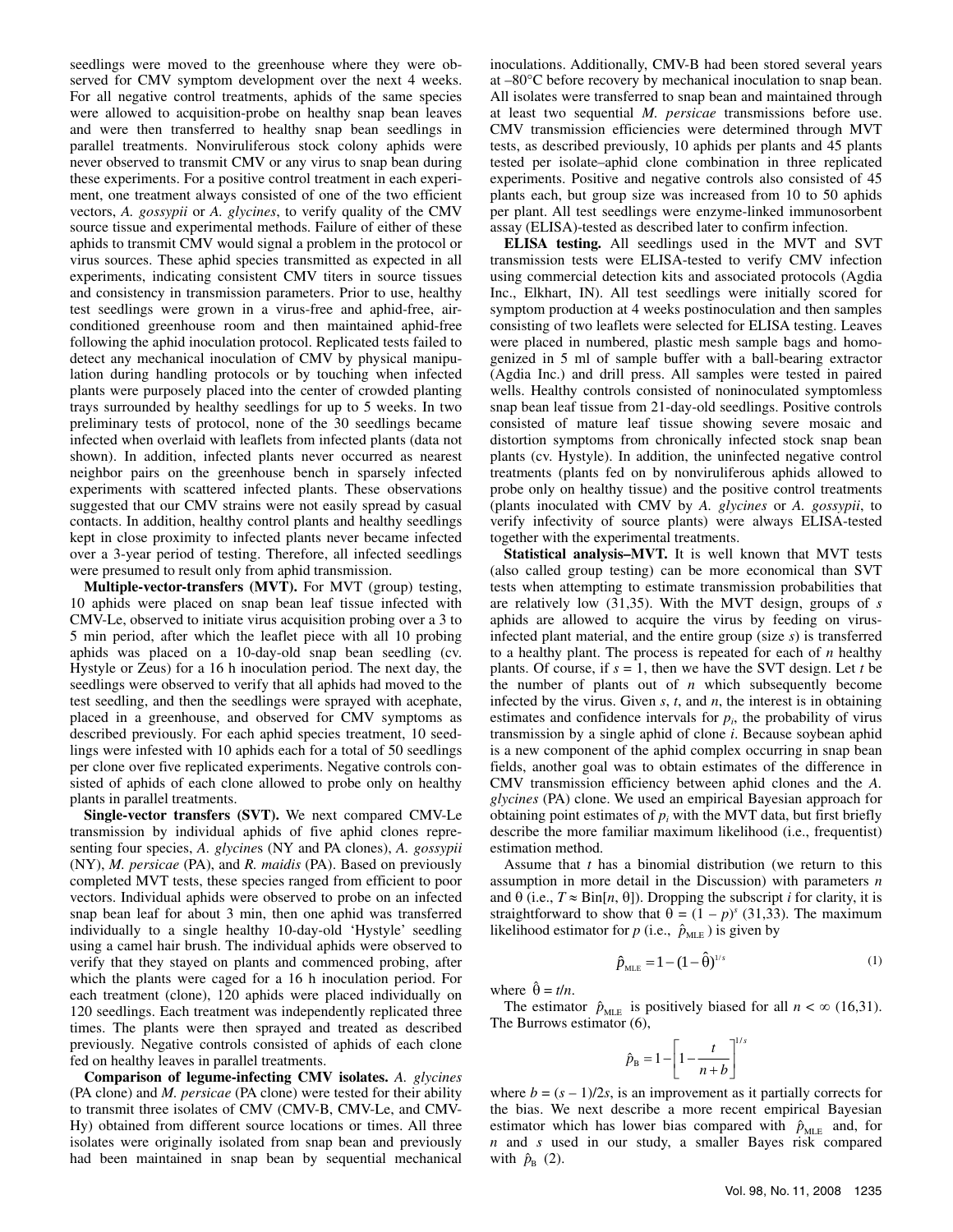seedlings were moved to the greenhouse where they were observed for CMV symptom development over the next 4 weeks. For all negative control treatments, aphids of the same species were allowed to acquisition-probe on healthy snap bean leaves and were then transferred to healthy snap bean seedlings in parallel treatments. Nonviruliferous stock colony aphids were never observed to transmit CMV or any virus to snap bean during these experiments. For a positive control treatment in each experiment, one treatment always consisted of one of the two efficient vectors, *A. gossypii* or *A. glycines*, to verify quality of the CMV source tissue and experimental methods. Failure of either of these aphids to transmit CMV would signal a problem in the protocol or virus sources. These aphid species transmitted as expected in all experiments, indicating consistent CMV titers in source tissues and consistency in transmission parameters. Prior to use, healthy test seedlings were grown in a virus-free and aphid-free, air-conditioned greenhouse room and then maintained aphid-free following the aphid inoculation protocol. Replicated tests failed to detect any mechanical inoculation of CMV by physical manipulation during handling protocols or by touching when infected plants were purposely placed into the center of crowded planting trays surrounded by healthy seedlings for up to 5 weeks. In two preliminary tests of protocol, none of the 30 seedlings became infected when overlaid with leaflets from infected plants (data not shown). In addition, infected plants never occurred as nearest neighbor pairs on the greenhouse bench in sparsely infected experiments with scattered infected plants. These observations suggested that our CMV strains were not easily spread by casual contacts. In addition, healthy control plants and healthy seedlings kept in close proximity to infected plants never became infected over a 3-year period of testing. Therefore, all infected seedlings were presumed to result only from aphid transmission.

**Multiple-vector-transfers (MVT).** For MVT (group) testing, 10 aphids were placed on snap bean leaf tissue infected with CMV-Le, observed to initiate virus acquisition probing over a 3 to 5 min period, after which the leaflet piece with all 10 probing aphids was placed on a 10-day-old snap bean seedling (cv. Hystyle or Zeus) for a 16 h inoculation period. The next day, the seedlings were observed to verify that all aphids had moved to the test seedling, and then the seedlings were sprayed with acephate, placed in a greenhouse, and observed for CMV symptoms as described previously. For each aphid species treatment, 10 seedlings were infested with 10 aphids each for a total of 50 seedlings per clone over five replicated experiments. Negative controls consisted of aphids of each clone allowed to probe only on healthy plants in parallel treatments.

**Single-vector transfers (SVT).** We next compared CMV-Le transmission by individual aphids of five aphid clones representing four species, *A. glycines* (NY and PA clones), *A. gossypii* (NY), *M. persicae* (PA), and *R. maidis* (PA). Based on previously completed MVT tests, these species ranged from efficient to poor vectors. Individual aphids were observed to probe on an infected snap bean leaf for about 3 min, then one aphid was transferred individually to a single healthy 10-day-old 'Hystyle' seedling using a camel hair brush. The individual aphids were observed to verify that they stayed on plants and commenced probing, after which the plants were caged for a 16 h inoculation period. For each treatment (clone), 120 aphids were placed individually on 120 seedlings. Each treatment was independently replicated three times. The plants were then sprayed and treated as described previously. Negative controls consisted of aphids of each clone fed on healthy leaves in parallel treatments.

**Comparison of legume-infecting CMV isolates.** *A. glycines* (PA clone) and *M. persicae* (PA clone) were tested for their ability to transmit three isolates of CMV (CMV-B, CMV-Le, and CMV-Hy) obtained from different source locations or times. All three isolates were originally isolated from snap bean and previously had been maintained in snap bean by sequential mechanical inoculations. Additionally, CMV-B had been stored several years at –80°C before recovery by mechanical inoculation to snap bean. All isolates were transferred to snap bean and maintained through at least two sequential *M. persicae* transmissions before use. CMV transmission efficiencies were determined through MVT tests, as described previously, 10 aphids per plants and 45 plants tested per isolate–aphid clone combination in three replicated experiments. Positive and negative controls also consisted of 45 plants each, but group size was increased from 10 to 50 aphids per plant. All test seedlings were enzyme-linked immunosorbent assay (ELISA)-tested as described later to confirm infection.

**ELISA testing.** All seedlings used in the MVT and SVT transmission tests were ELISA-tested to verify CMV infection using commercial detection kits and associated protocols (Agdia Inc., Elkhart, IN). All test seedlings were initially scored for symptom production at 4 weeks postinoculation and then samples consisting of two leaflets were selected for ELISA testing. Leaves were placed in numbered, plastic mesh sample bags and homogenized in 5 ml of sample buffer with a ball-bearing extractor (Agdia Inc.) and drill press. All samples were tested in paired wells. Healthy controls consisted of noninoculated symptomless snap bean leaf tissue from 21-day-old seedlings. Positive controls consisted of mature leaf tissue showing severe mosaic and distortion symptoms from chronically infected stock snap bean plants (cv. Hystyle). In addition, the uninfected negative control treatments (plants fed on by nonviruliferous aphids allowed to probe only on healthy tissue) and the positive control treatments (plants inoculated with CMV by *A. glycines* or *A. gossypii*, to verify infectivity of source plants) were always ELISA-tested together with the experimental treatments.

**Statistical analysis–MVT.** It is well known that MVT tests (also called group testing) can be more economical than SVT tests when attempting to estimate transmission probabilities that are relatively low (31,35). With the MVT design, groups of $s$ aphids are allowed to acquire the virus by feeding on virus-infected plant material, and the entire group (size $s$) is transferred to a healthy plant. The process is repeated for each of $n$ healthy plants. Of course, if $s = 1$, then we have the SVT design. Let $t$ be the number of plants out of $n$ which subsequently become infected by the virus. Given $s$, $t$, and $n$, the interest is in obtaining estimates and confidence intervals for $p_i$, the probability of virus transmission by a single aphid of clone $i$. Because soybean aphid is a new component of the aphid complex occurring in snap bean fields, another goal was to obtain estimates of the difference in CMV transmission efficiency between aphid clones and the *A. glycines* (PA) clone. We used an empirical Bayesian approach for obtaining point estimates of $p_i$ with the MVT data, but first briefly describe the more familiar maximum likelihood (i.e., frequentist) estimation method.

Assume that $t$ has a binomial distribution (we return to this assumption in more detail in the Discussion) with parameters $n$ and $\theta$ (i.e., $T \approx \text{Bin}[n, \theta]$). Dropping the subscript $i$ for clarity, it is straightforward to show that $\theta = (1 - p)^s$ (31,33). The maximum likelihood estimator for $p$ (i.e., $\hat{p}_{\text{MLE}}$) is given by

$$\hat{p}_{\text{MLE}} = 1 - (1 - \hat{\theta})^{1/s} \tag{1}$$

where $\hat{\theta} = t/n$.

The estimator $\hat{p}_{\text{MLE}}$ is positively biased for all $n < \infty$ (16,31). The Burrows estimator (6),

$$\hat{p}_{\text{B}} = 1 - \left[1 - \frac{t}{n + b}\right]^{1/s}$$

where $b = (s - 1)/2s$, is an improvement as it partially corrects for the bias. We next describe a more recent empirical Bayesian estimator which has lower bias compared with $\hat{p}_{\text{MLE}}$ and, for $n$ and $s$ used in our study, a smaller Bayes risk compared with $\hat{p}_{\text{B}}$ (2).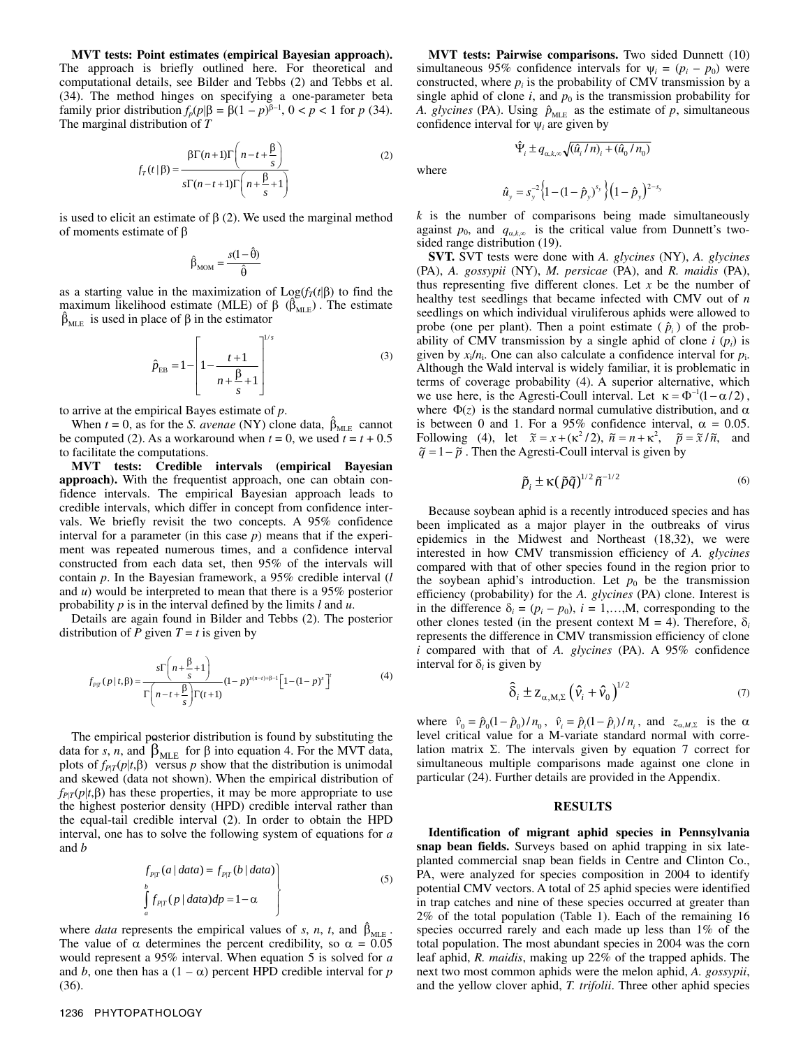**MVT tests: Point estimates (empirical Bayesian approach).** The approach is briefly outlined here. For theoretical and computational details, see Bilder and Tebbs (2) and Tebbs et al. (34). The method hinges on specifying a one-parameter beta family prior distribution $f_p(p|\beta = \beta(1-p)^{\beta-1}$, $0 < p < 1$ for $p$ (34). The marginal distribution of $T$

$$f_T(t\,|\,\beta) = \frac{\beta\Gamma(n+1)\Gamma\left(n-t+\frac{\beta}{s}\right)}{s\Gamma(n-t+1)\Gamma\left(n+\frac{\beta}{s}+1\right)} \tag{2}$$

is used to elicit an estimate of β (2). We used the marginal method of moments estimate of β

$$\hat{\beta}_{\text{MOM}} = \frac{s(1-\hat{\theta})}{\hat{\theta}}$$

as a starting value in the maximization of Log($f_T(t|\beta)$ to find the maximum likelihood estimate (MLE) of β ($\hat{\beta}_{\text{MLE}}$). The estimate $\hat{\beta}_{\text{MLE}}$ is used in place of β in the estimator

$$\hat{p}_{\text{EB}} = 1 - \left[1 - \frac{t+1}{n+\frac{\beta}{s}+1}\right]^{1/s} \tag{3}$$

to arrive at the empirical Bayes estimate of $p$.

When $t = 0$, as for the *S. avenae* (NY) clone data, $\hat{\beta}_{\text{MLE}}$ cannot be computed (2). As a workaround when $t = 0$, we used $t = t + 0.5$ to facilitate the computations.

**MVT tests: Credible intervals (empirical Bayesian approach).** With the frequentist approach, one can obtain confidence intervals. The empirical Bayesian approach leads to credible intervals, which differ in concept from confidence intervals. We briefly revisit the two concepts. A 95% confidence interval for a parameter (in this case $p$) means that if the experiment was repeated numerous times, and a confidence interval constructed from each data set, then 95% of the intervals will contain $p$. In the Bayesian framework, a 95% credible interval ($l$ and $u$) would be interpreted to mean that there is a 95% posterior probability $p$ is in the interval defined by the limits $l$ and $u$.

Details are again found in Bilder and Tebbs (2). The posterior distribution of $P$ given $T = t$ is given by

$$f_{P|T}(p\,|\,t,\beta) = \frac{s\Gamma\left(n+\frac{\beta}{s}+1\right)}{\Gamma\left(n-t+\frac{\beta}{s}\right)\Gamma(t+1)}(1-p)^{s(n-t)+\beta-1}\left[1-(1-p)^s\right]^t \tag{4}$$

The empirical posterior distribution is found by substituting the data for $s$, $n$, and $\hat{\beta}_{\text{MLE}}$ for β into equation 4. For the MVT data, plots of $f_{P|T}(p|t,\beta)$ versus $p$ show that the distribution is unimodal and skewed (data not shown). When the empirical distribution of $f_{P|T}(p|t,\beta)$ has these properties, it may be more appropriate to use the highest posterior density (HPD) credible interval rather than the equal-tail credible interval (2). In order to obtain the HPD interval, one has to solve the following system of equations for $a$ and $b$

$$\left.\begin{aligned} &f_{P|T}(a\,|\,data) = f_{P|T}(b\,|\,data) \\ &\int_a^b f_{P|T}(p\,|\,data)dp = 1-\alpha \end{aligned}\right\} \tag{5}$$

where *data* represents the empirical values of $s$, $n$, $t$, and $\hat{\beta}_{\text{MLE}}$. The value of α determines the percent credibility, so α = 0.05 would represent a 95% interval. When equation 5 is solved for $a$ and $b$, one then has a (1 – α) percent HPD credible interval for $p$ (36).

**MVT tests: Pairwise comparisons.** Two sided Dunnett (10) simultaneous 95% confidence intervals for $\psi_i = (p_i - p_0)$ were constructed, where $p_i$ is the probability of CMV transmission by a single aphid of clone $i$, and $p_0$ is the transmission probability for *A. glycines* (PA). Using $\hat{p}_{\text{MLE}}$ as the estimate of $p$, simultaneous confidence interval for $\psi_i$ are given by

$$\hat{\Psi}_i \pm q_{\alpha,k,\infty}\sqrt{(\hat{u}_i/n)_i + (\hat{u}_0/n_0)}$$

where

$$\hat{u}_y = s_y^{-2}\left\{1-(1-\hat{p}_y)^{s_y}\right\}\left(1-\hat{p}_y\right)^{2-s_y}$$

$k$ is the number of comparisons being made simultaneously against $p_0$, and $q_{\alpha,k,\infty}$ is the critical value from Dunnett's two-sided range distribution (19).

**SVT.** SVT tests were done with *A. glycines* (NY), *A. glycines* (PA), *A. gossypii* (NY), *M. persicae* (PA), and *R. maidis* (PA), thus representing five different clones. Let $x$ be the number of healthy test seedlings that became infected with CMV out of $n$ seedlings on which individual viruliferous aphids were allowed to probe (one per plant). Then a point estimate ($\hat{p}_i$) of the probability of CMV transmission by a single aphid of clone $i$ ($p_i$) is given by $x_i/n_i$. One can also calculate a confidence interval for $p_i$. Although the Wald interval is widely familiar, it is problematic in terms of coverage probability (4). A superior alternative, which we use here, is the Agresti-Coull interval. Let $\kappa = \Phi^{-1}(1-\alpha/2)$, where $\Phi(z)$ is the standard normal cumulative distribution, and α is between 0 and 1. For a 95% confidence interval, α = 0.05. Following (4), let $\tilde{x} = x + (\kappa^2/2)$, $\tilde{n} = n + \kappa^2$, $\tilde{p} = \tilde{x}/\tilde{n}$, and $\tilde{q} = 1 - \tilde{p}$. Then the Agresti-Coull interval is given by

$$\tilde{p}_i \pm \kappa(\tilde{p}\tilde{q})^{1/2}\tilde{n}^{-1/2} \tag{6}$$

Because soybean aphid is a recently introduced species and has been implicated as a major player in the outbreaks of virus epidemics in the Midwest and Northeast (18,32), we were interested in how CMV transmission efficiency of *A. glycines* compared with that of other species found in the region prior to the soybean aphid's introduction. Let $p_0$ be the transmission efficiency (probability) for the *A. glycines* (PA) clone. Interest is in the difference $\delta_i = (p_i - p_0)$, $i = 1,\ldots,$M, corresponding to the other clones tested (in the present context M = 4). Therefore, $\delta_i$ represents the difference in CMV transmission efficiency of clone $i$ compared with that of *A. glycines* (PA). A 95% confidence interval for $\delta_i$ is given by

$$\hat{\delta}_i \pm z_{\alpha,\text{M},\Sigma}\left(\hat{v}_i + \hat{v}_0\right)^{1/2} \tag{7}$$

where $\hat{v}_0 = \hat{p}_0(1-\hat{p}_0)/n_0$, $\hat{v}_i = \hat{p}_i(1-\hat{p}_i)/n_i$, and $z_{\alpha,M,\Sigma}$ is the α level critical value for a M-variate standard normal with correlation matrix Σ. The intervals given by equation 7 correct for simultaneous multiple comparisons made against one clone in particular (24). Further details are provided in the Appendix.

## RESULTS

**Identification of migrant aphid species in Pennsylvania snap bean fields.** Surveys based on aphid trapping in six late-planted commercial snap bean fields in Centre and Clinton Co., PA, were analyzed for species composition in 2004 to identify potential CMV vectors. A total of 25 aphid species were identified in trap catches and nine of these species occurred at greater than 2% of the total population (Table 1). Each of the remaining 16 species occurred rarely and each made up less than 1% of the total population. The most abundant species in 2004 was the corn leaf aphid, *R. maidis*, making up 22% of the trapped aphids. The next two most common aphids were the melon aphid, *A. gossypii*, and the yellow clover aphid, *T. trifolii*. Three other aphid species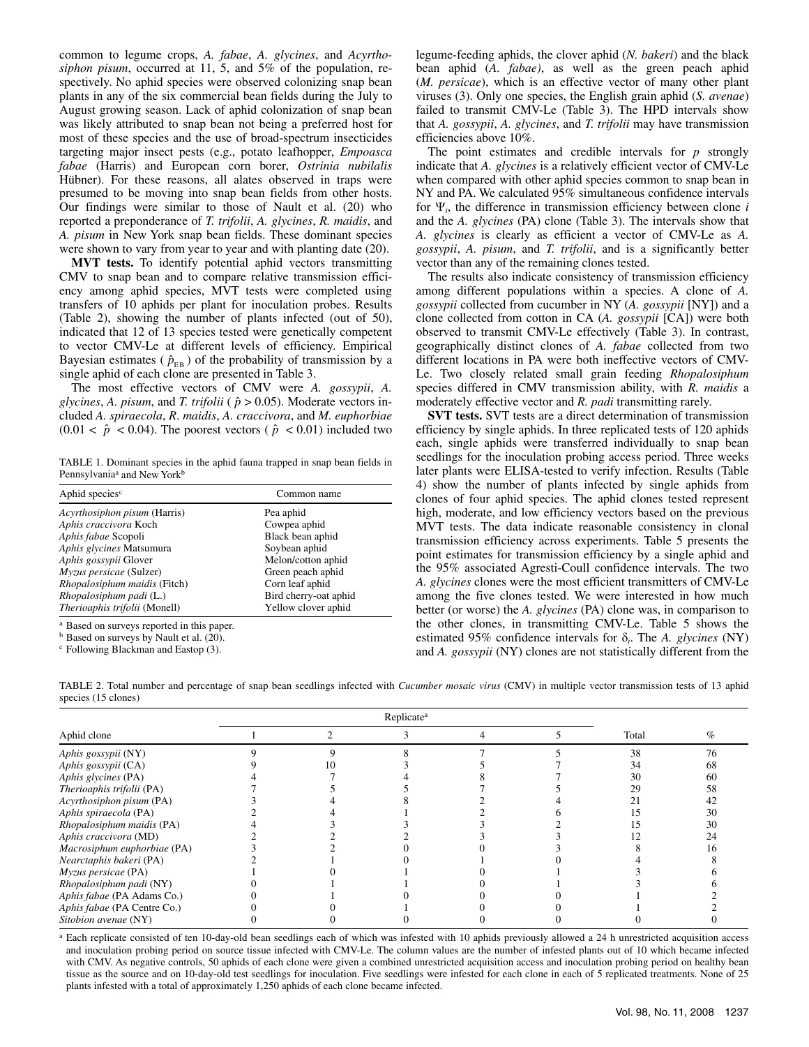common to legume crops, *A. fabae*, *A. glycines*, and *Acyrthosiphon pisum*, occurred at 11, 5, and 5% of the population, respectively. No aphid species were observed colonizing snap bean plants in any of the six commercial bean fields during the July to August growing season. Lack of aphid colonization of snap bean was likely attributed to snap bean not being a preferred host for most of these species and the use of broad-spectrum insecticides targeting major insect pests (e.g., potato leafhopper, *Empoasca fabae* (Harris) and European corn borer, *Ostrinia nubilalis* Hübner). For these reasons, all alates observed in traps were presumed to be moving into snap bean fields from other hosts. Our findings were similar to those of Nault et al. (20) who reported a preponderance of *T. trifolii*, *A. glycines*, *R. maidis*, and *A. pisum* in New York snap bean fields. These dominant species were shown to vary from year to year and with planting date (20).

**MVT tests.** To identify potential aphid vectors transmitting CMV to snap bean and to compare relative transmission efficiency among aphid species, MVT tests were completed using transfers of 10 aphids per plant for inoculation probes. Results (Table 2), showing the number of plants infected (out of 50), indicated that 12 of 13 species tested were genetically competent to vector CMV-Le at different levels of efficiency. Empirical Bayesian estimates ($\hat{p}_{EB}$) of the probability of transmission by a single aphid of each clone are presented in Table 3.

The most effective vectors of CMV were *A. gossypii*, *A. glycines*, *A. pisum*, and *T. trifolii* ($\hat{p} > 0.05$). Moderate vectors included *A. spiraecola*, *R. maidis*, *A. craccivora*, and *M. euphorbiae* ($0.01 < \hat{p} < 0.04$). The poorest vectors ($\hat{p} < 0.01$) included two

TABLE 1. Dominant species in the aphid fauna trapped in snap bean fields in Pennsylvania[a] and New York[b]

| Aphid species[c] | Common name |
|---|---|
| *Acyrthosiphon pisum* (Harris) | Pea aphid |
| *Aphis craccivora* Koch | Cowpea aphid |
| *Aphis fabae* Scopoli | Black bean aphid |
| *Aphis glycines* Matsumura | Soybean aphid |
| *Aphis gossypii* Glover | Melon/cotton aphid |
| *Myzus persicae* (Sulzer) | Green peach aphid |
| *Rhopalosiphum maidis* (Fitch) | Corn leaf aphid |
| *Rhopalosiphum padi* (L.) | Bird cherry-oat aphid |
| *Therioaphis trifolii* (Monell) | Yellow clover aphid |

[a] Based on surveys reported in this paper.
[b] Based on surveys by Nault et al. (20).
[c] Following Blackman and Eastop (3).

legume-feeding aphids, the clover aphid (*N. bakeri*) and the black bean aphid (*A. fabae)*, as well as the green peach aphid (*M. persicae*), which is an effective vector of many other plant viruses (3). Only one species, the English grain aphid (*S. avenae*) failed to transmit CMV-Le (Table 3). The HPD intervals show that *A. gossypii*, *A. glycines*, and *T. trifolii* may have transmission efficiencies above 10%.

The point estimates and credible intervals for $p$ strongly indicate that *A. glycines* is a relatively efficient vector of CMV-Le when compared with other aphid species common to snap bean in NY and PA. We calculated 95% simultaneous confidence intervals for $\Psi_i$, the difference in transmission efficiency between clone $i$ and the *A. glycines* (PA) clone (Table 3). The intervals show that *A. glycines* is clearly as efficient a vector of CMV-Le as *A. gossypii*, *A. pisum*, and *T. trifolii*, and is a significantly better vector than any of the remaining clones tested.

The results also indicate consistency of transmission efficiency among different populations within a species. A clone of *A. gossypii* collected from cucumber in NY (*A. gossypii* [NY]) and a clone collected from cotton in CA (*A. gossypii* [CA]) were both observed to transmit CMV-Le effectively (Table 3). In contrast, geographically distinct clones of *A. fabae* collected from two different locations in PA were both ineffective vectors of CMV-Le. Two closely related small grain feeding *Rhopalosiphum* species differed in CMV transmission ability, with *R. maidis* a moderately effective vector and *R. padi* transmitting rarely.

**SVT tests.** SVT tests are a direct determination of transmission efficiency by single aphids. In three replicated tests of 120 aphids each, single aphids were transferred individually to snap bean seedlings for the inoculation probing access period. Three weeks later plants were ELISA-tested to verify infection. Results (Table 4) show the number of plants infected by single aphids from clones of four aphid species. The aphid clones tested represent high, moderate, and low efficiency vectors based on the previous MVT tests. The data indicate reasonable consistency in clonal transmission efficiency across experiments. Table 5 presents the point estimates for transmission efficiency by a single aphid and the 95% associated Agresti-Coull confidence intervals. The two *A. glycines* clones were the most efficient transmitters of CMV-Le among the five clones tested. We were interested in how much better (or worse) the *A. glycines* (PA) clone was, in comparison to the other clones, in transmitting CMV-Le. Table 5 shows the estimated 95% confidence intervals for $\delta_i$. The *A. glycines* (NY) and *A. gossypii* (NY) clones are not statistically different from the

TABLE 2. Total number and percentage of snap bean seedlings infected with *Cucumber mosaic virus* (CMV) in multiple vector transmission tests of 13 aphid species (15 clones)

| Aphid clone | Replicate[a] | | | | | Total | % |
|---|---|---|---|---|---|---|---|
| | 1 | 2 | 3 | 4 | 5 | | |
| *Aphis gossypii* (NY) | 9 | 9 | 8 | 7 | 5 | 38 | 76 |
| *Aphis gossypii* (CA) | 9 | 10 | 3 | 5 | 7 | 34 | 68 |
| *Aphis glycines* (PA) | 4 | 7 | 4 | 8 | 7 | 30 | 60 |
| *Therioaphis trifolii* (PA) | 7 | 5 | 5 | 7 | 5 | 29 | 58 |
| *Acyrthosiphon pisum* (PA) | 3 | 4 | 8 | 2 | 4 | 21 | 42 |
| *Aphis spiraecola* (PA) | 2 | 4 | 1 | 2 | 6 | 15 | 30 |
| *Rhopalosiphum maidis* (PA) | 4 | 3 | 3 | 3 | 2 | 15 | 30 |
| *Aphis craccivora* (MD) | 2 | 2 | 2 | 3 | 3 | 12 | 24 |
| *Macrosiphum euphorbiae* (PA) | 3 | 2 | 0 | 0 | 3 | 8 | 16 |
| *Nearctaphis bakeri* (PA) | 2 | 1 | 0 | 1 | 0 | 4 | 8 |
| *Myzus persicae* (PA) | 1 | 0 | 1 | 0 | 1 | 3 | 6 |
| *Rhopalosiphum padi* (NY) | 0 | 1 | 1 | 0 | 1 | 3 | 6 |
| *Aphis fabae* (PA Adams Co.) | 0 | 1 | 0 | 0 | 0 | 1 | 2 |
| *Aphis fabae* (PA Centre Co.) | 0 | 0 | 1 | 0 | 0 | 1 | 2 |
| *Sitobion avenae* (NY) | 0 | 0 | 0 | 0 | 0 | 0 | 0 |

[a] Each replicate consisted of ten 10-day-old bean seedlings each of which was infested with 10 aphids previously allowed a 24 h unrestricted acquisition access and inoculation probing period on source tissue infected with CMV-Le. The column values are the number of infested plants out of 10 which became infected with CMV. As negative controls, 50 aphids of each clone were given a combined unrestricted acquisition access and inoculation probing period on healthy bean tissue as the source and on 10-day-old test seedlings for inoculation. Five seedlings were infested for each clone in each of 5 replicated treatments. None of 25 plants infested with a total of approximately 1,250 aphids of each clone became infected.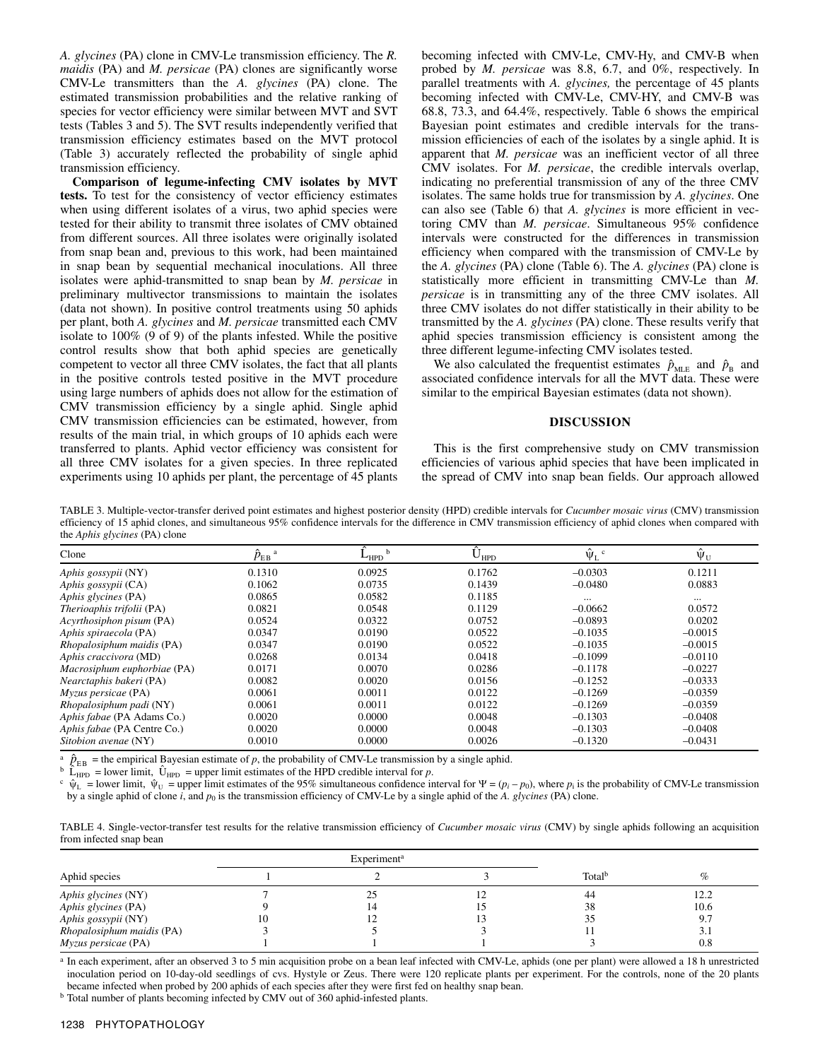*A. glycines* (PA) clone in CMV-Le transmission efficiency. The *R. maidis* (PA) and *M. persicae* (PA) clones are significantly worse CMV-Le transmitters than the *A. glycines* (PA) clone. The estimated transmission probabilities and the relative ranking of species for vector efficiency were similar between MVT and SVT tests (Tables 3 and 5). The SVT results independently verified that transmission efficiency estimates based on the MVT protocol (Table 3) accurately reflected the probability of single aphid transmission efficiency.

**Comparison of legume-infecting CMV isolates by MVT tests.** To test for the consistency of vector efficiency estimates when using different isolates of a virus, two aphid species were tested for their ability to transmit three isolates of CMV obtained from different sources. All three isolates were originally isolated from snap bean and, previous to this work, had been maintained in snap bean by sequential mechanical inoculations. All three isolates were aphid-transmitted to snap bean by *M. persicae* in preliminary multivector transmissions to maintain the isolates (data not shown). In positive control treatments using 50 aphids per plant, both *A. glycines* and *M. persicae* transmitted each CMV isolate to 100% (9 of 9) of the plants infested. While the positive control results show that both aphid species are genetically competent to vector all three CMV isolates, the fact that all plants in the positive controls tested positive in the MVT procedure using large numbers of aphids does not allow for the estimation of CMV transmission efficiency by a single aphid. Single aphid CMV transmission efficiencies can be estimated, however, from results of the main trial, in which groups of 10 aphids each were transferred to plants. Aphid vector efficiency was consistent for all three CMV isolates for a given species. In three replicated experiments using 10 aphids per plant, the percentage of 45 plants becoming infected with CMV-Le, CMV-Hy, and CMV-B when probed by *M. persicae* was 8.8, 6.7, and 0%, respectively. In parallel treatments with *A. glycines,* the percentage of 45 plants becoming infected with CMV-Le, CMV-HY, and CMV-B was 68.8, 73.3, and 64.4%, respectively. Table 6 shows the empirical Bayesian point estimates and credible intervals for the transmission efficiencies of each of the isolates by a single aphid. It is apparent that *M. persicae* was an inefficient vector of all three CMV isolates. For *M. persicae*, the credible intervals overlap, indicating no preferential transmission of any of the three CMV isolates. The same holds true for transmission by *A. glycines*. One can also see (Table 6) that *A. glycines* is more efficient in vectoring CMV than *M. persicae*. Simultaneous 95% confidence intervals were constructed for the differences in transmission efficiency when compared with the transmission of CMV-Le by the *A. glycines* (PA) clone (Table 6). The *A. glycines* (PA) clone is statistically more efficient in transmitting CMV-Le than *M. persicae* is in transmitting any of the three CMV isolates. All three CMV isolates do not differ statistically in their ability to be transmitted by the *A. glycines* (PA) clone. These results verify that aphid species transmission efficiency is consistent among the three different legume-infecting CMV isolates tested.

We also calculated the frequentist estimates $\hat{p}_{\mathrm{MLE}}$ and $\hat{p}_{\mathrm{B}}$ and associated confidence intervals for all the MVT data. These were similar to the empirical Bayesian estimates (data not shown).

## DISCUSSION

This is the first comprehensive study on CMV transmission efficiencies of various aphid species that have been implicated in the spread of CMV into snap bean fields. Our approach allowed

TABLE 3. Multiple-vector-transfer derived point estimates and highest posterior density (HPD) credible intervals for *Cucumber mosaic virus* (CMV) transmission efficiency of 15 aphid clones, and simultaneous 95% confidence intervals for the difference in CMV transmission efficiency of aphid clones when compared with the *Aphis glycines* (PA) clone

| Clone | $\hat{p}_{\mathrm{EB}}$ [a] | $\hat{L}_{\mathrm{HPD}}$ [b] | $\hat{U}_{\mathrm{HPD}}$ | $\hat{\psi}_{\mathrm{L}}$ [c] | $\hat{\psi}_{\mathrm{U}}$ |
|---|---|---|---|---|---|
| *Aphis gossypii* (NY) | 0.1310 | 0.0925 | 0.1762 | –0.0303 | 0.1211 |
| *Aphis gossypii* (CA) | 0.1062 | 0.0735 | 0.1439 | –0.0480 | 0.0883 |
| *Aphis glycines* (PA) | 0.0865 | 0.0582 | 0.1185 | ... | ... |
| *Therioaphis trifolii* (PA) | 0.0821 | 0.0548 | 0.1129 | –0.0662 | 0.0572 |
| *Acyrthosiphon pisum* (PA) | 0.0524 | 0.0322 | 0.0752 | –0.0893 | 0.0202 |
| *Aphis spiraecola* (PA) | 0.0347 | 0.0190 | 0.0522 | –0.1035 | –0.0015 |
| *Rhopalosiphum maidis* (PA) | 0.0347 | 0.0190 | 0.0522 | –0.1035 | –0.0015 |
| *Aphis craccivora* (MD) | 0.0268 | 0.0134 | 0.0418 | –0.1099 | –0.0110 |
| *Macrosiphum euphorbiae* (PA) | 0.0171 | 0.0070 | 0.0286 | –0.1178 | –0.0227 |
| *Nearctaphis bakeri* (PA) | 0.0082 | 0.0020 | 0.0156 | –0.1252 | –0.0333 |
| *Myzus persicae* (PA) | 0.0061 | 0.0011 | 0.0122 | –0.1269 | –0.0359 |
| *Rhopalosiphum padi* (NY) | 0.0061 | 0.0011 | 0.0122 | –0.1269 | –0.0359 |
| *Aphis fabae* (PA Adams Co.) | 0.0020 | 0.0000 | 0.0048 | –0.1303 | –0.0408 |
| *Aphis fabae* (PA Centre Co.) | 0.0020 | 0.0000 | 0.0048 | –0.1303 | –0.0408 |
| *Sitobion avenae* (NY) | 0.0010 | 0.0000 | 0.0026 | –0.1320 | –0.0431 |

[a] $\hat{p}_{\mathrm{EB}}$ = the empirical Bayesian estimate of $p$, the probability of CMV-Le transmission by a single aphid.
[b] $\hat{L}_{\mathrm{HPD}}$ = lower limit, $\hat{U}_{\mathrm{HPD}}$ = upper limit estimates of the HPD credible interval for $p$.
[c] $\hat{\psi}_{\mathrm{L}}$ = lower limit, $\hat{\psi}_{\mathrm{U}}$ = upper limit estimates of the 95% simultaneous confidence interval for $\Psi = (p_i - p_0)$, where $p_i$ is the probability of CMV-Le transmission by a single aphid of clone $i$, and $p_0$ is the transmission efficiency of CMV-Le by a single aphid of the *A. glycines* (PA) clone.

TABLE 4. Single-vector-transfer test results for the relative transmission efficiency of *Cucumber mosaic virus* (CMV) by single aphids following an acquisition from infected snap bean

| Aphid species | Experiment[a] | | | Total[b] | % |
|---|---|---|---|---|---|
| | 1 | 2 | 3 | | |
| *Aphis glycines* (NY) | 7 | 25 | 12 | 44 | 12.2 |
| *Aphis glycines* (PA) | 9 | 14 | 15 | 38 | 10.6 |
| *Aphis gossypii* (NY) | 10 | 12 | 13 | 35 | 9.7 |
| *Rhopalosiphum maidis* (PA) | 3 | 5 | 3 | 11 | 3.1 |
| *Myzus persicae* (PA) | 1 | 1 | 1 | 3 | 0.8 |

[a] In each experiment, after an observed 3 to 5 min acquisition probe on a bean leaf infected with CMV-Le, aphids (one per plant) were allowed a 18 h unrestricted inoculation period on 10-day-old seedlings of cvs. Hystyle or Zeus. There were 120 replicate plants per experiment. For the controls, none of the 20 plants became infected when probed by 200 aphids of each species after they were first fed on healthy snap bean.
[b] Total number of plants becoming infected by CMV out of 360 aphid-infested plants.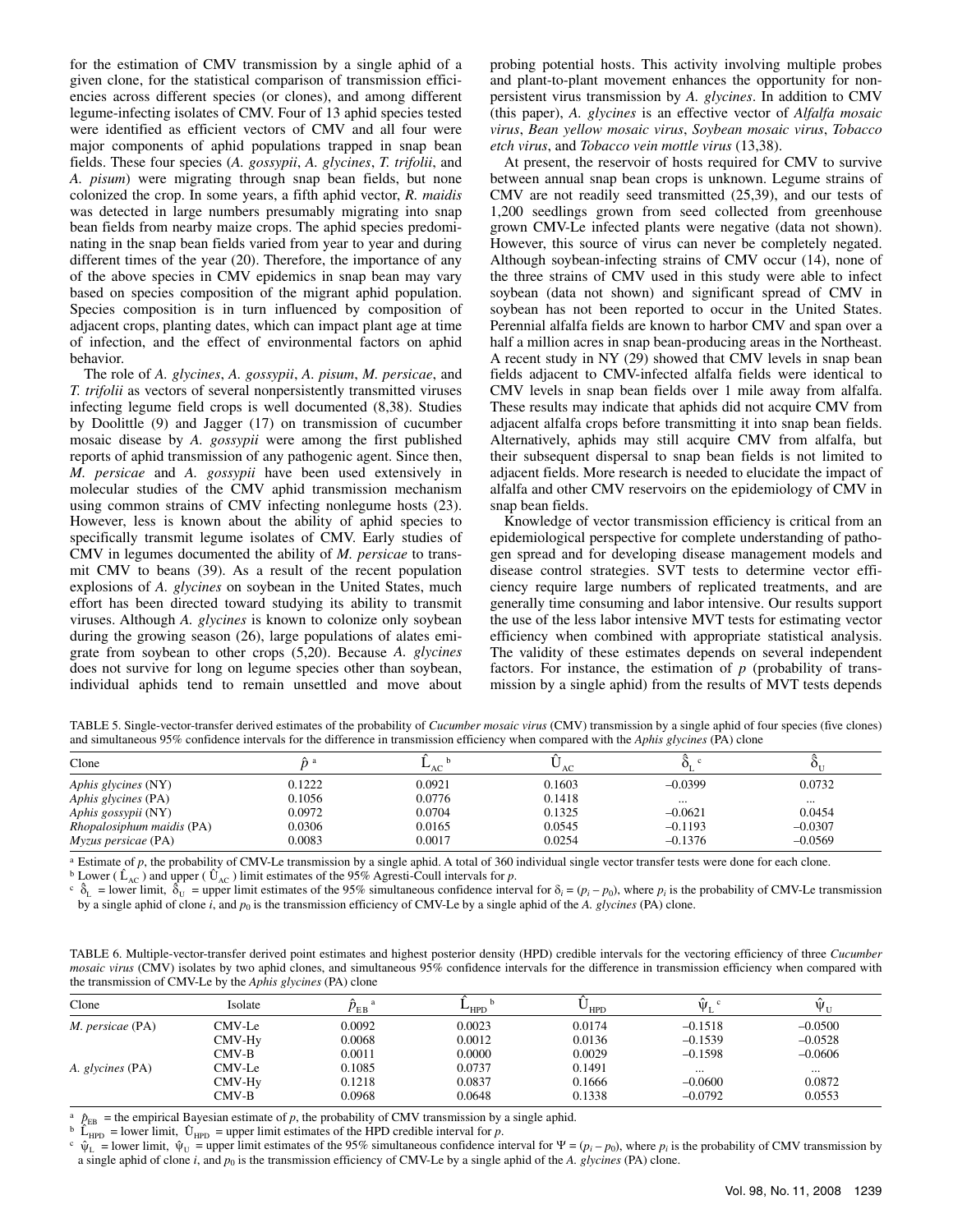for the estimation of CMV transmission by a single aphid of a given clone, for the statistical comparison of transmission efficiencies across different species (or clones), and among different legume-infecting isolates of CMV. Four of 13 aphid species tested were identified as efficient vectors of CMV and all four were major components of aphid populations trapped in snap bean fields. These four species (*A. gossypii*, *A. glycines*, *T. trifolii*, and *A. pisum*) were migrating through snap bean fields, but none colonized the crop. In some years, a fifth aphid vector, *R. maidis* was detected in large numbers presumably migrating into snap bean fields from nearby maize crops. The aphid species predominating in the snap bean fields varied from year to year and during different times of the year (20). Therefore, the importance of any of the above species in CMV epidemics in snap bean may vary based on species composition of the migrant aphid population. Species composition is in turn influenced by composition of adjacent crops, planting dates, which can impact plant age at time of infection, and the effect of environmental factors on aphid behavior.

The role of *A. glycines*, *A. gossypii*, *A. pisum*, *M. persicae*, and *T. trifolii* as vectors of several nonpersistently transmitted viruses infecting legume field crops is well documented (8,38). Studies by Doolittle (9) and Jagger (17) on transmission of cucumber mosaic disease by *A. gossypii* were among the first published reports of aphid transmission of any pathogenic agent. Since then, *M. persicae* and *A. gossypii* have been used extensively in molecular studies of the CMV aphid transmission mechanism using common strains of CMV infecting nonlegume hosts (23). However, less is known about the ability of aphid species to specifically transmit legume isolates of CMV. Early studies of CMV in legumes documented the ability of *M. persicae* to transmit CMV to beans (39). As a result of the recent population explosions of *A. glycines* on soybean in the United States, much effort has been directed toward studying its ability to transmit viruses. Although *A. glycines* is known to colonize only soybean during the growing season (26), large populations of alates emigrate from soybean to other crops (5,20). Because *A. glycines* does not survive for long on legume species other than soybean, individual aphids tend to remain unsettled and move about probing potential hosts. This activity involving multiple probes and plant-to-plant movement enhances the opportunity for nonpersistent virus transmission by *A. glycines*. In addition to CMV (this paper), *A. glycines* is an effective vector of *Alfalfa mosaic virus*, *Bean yellow mosaic virus*, *Soybean mosaic virus*, *Tobacco etch virus*, and *Tobacco vein mottle virus* (13,38).

At present, the reservoir of hosts required for CMV to survive between annual snap bean crops is unknown. Legume strains of CMV are not readily seed transmitted (25,39), and our tests of 1,200 seedlings grown from seed collected from greenhouse grown CMV-Le infected plants were negative (data not shown). However, this source of virus can never be completely negated. Although soybean-infecting strains of CMV occur (14), none of the three strains of CMV used in this study were able to infect soybean (data not shown) and significant spread of CMV in soybean has not been reported to occur in the United States. Perennial alfalfa fields are known to harbor CMV and span over a half a million acres in snap bean-producing areas in the Northeast. A recent study in NY (29) showed that CMV levels in snap bean fields adjacent to CMV-infected alfalfa fields were identical to CMV levels in snap bean fields over 1 mile away from alfalfa. These results may indicate that aphids did not acquire CMV from adjacent alfalfa crops before transmitting it into snap bean fields. Alternatively, aphids may still acquire CMV from alfalfa, but their subsequent dispersal to snap bean fields is not limited to adjacent fields. More research is needed to elucidate the impact of alfalfa and other CMV reservoirs on the epidemiology of CMV in snap bean fields.

Knowledge of vector transmission efficiency is critical from an epidemiological perspective for complete understanding of pathogen spread and for developing disease management models and disease control strategies. SVT tests to determine vector efficiency require large numbers of replicated treatments, and are generally time consuming and labor intensive. Our results support the use of the less labor intensive MVT tests for estimating vector efficiency when combined with appropriate statistical analysis. The validity of these estimates depends on several independent factors. For instance, the estimation of *p* (probability of transmission by a single aphid) from the results of MVT tests depends

TABLE 5. Single-vector-transfer derived estimates of the probability of *Cucumber mosaic virus* (CMV) transmission by a single aphid of four species (five clones) and simultaneous 95% confidence intervals for the difference in transmission efficiency when compared with the *Aphis glycines* (PA) clone

| Clone | $\hat{p}$ [a] | $\hat{L}_{AC}$ [b] | $\hat{U}_{AC}$ | $\hat{\delta}_L$ [c] | $\hat{\delta}_U$ |
|---|---|---|---|---|---|
| *Aphis glycines* (NY) | 0.1222 | 0.0921 | 0.1603 | –0.0399 | 0.0732 |
| *Aphis glycines* (PA) | 0.1056 | 0.0776 | 0.1418 | ... | ... |
| *Aphis gossypii* (NY) | 0.0972 | 0.0704 | 0.1325 | –0.0621 | 0.0454 |
| *Rhopalosiphum maidis* (PA) | 0.0306 | 0.0165 | 0.0545 | –0.1193 | –0.0307 |
| *Myzus persicae* (PA) | 0.0083 | 0.0017 | 0.0254 | –0.1376 | –0.0569 |

[a] Estimate of *p*, the probability of CMV-Le transmission by a single aphid. A total of 360 individual single vector transfer tests were done for each clone.
[b] Lower ($\hat{L}_{AC}$) and upper ($\hat{U}_{AC}$) limit estimates of the 95% Agresti-Coull intervals for *p*.
[c] $\hat{\delta}_L$ = lower limit, $\hat{\delta}_U$ = upper limit estimates of the 95% simultaneous confidence interval for $\delta_i = (p_i - p_0)$, where $p_i$ is the probability of CMV-Le transmission by a single aphid of clone *i*, and $p_0$ is the transmission efficiency of CMV-Le by a single aphid of the *A. glycines* (PA) clone.

TABLE 6. Multiple-vector-transfer derived point estimates and highest posterior density (HPD) credible intervals for the vectoring efficiency of three *Cucumber mosaic virus* (CMV) isolates by two aphid clones, and simultaneous 95% confidence intervals for the difference in transmission efficiency when compared with the transmission of CMV-Le by the *Aphis glycines* (PA) clone

| Clone | Isolate | $\hat{p}_{EB}$ [a] | $\hat{L}_{HPD}$ [b] | $\hat{U}_{HPD}$ | $\hat{\psi}_L$ [c] | $\hat{\psi}_U$ |
|---|---|---|---|---|---|---|
| *M. persicae* (PA) | CMV-Le | 0.0092 | 0.0023 | 0.0174 | –0.1518 | –0.0500 |
| | CMV-Hy | 0.0068 | 0.0012 | 0.0136 | –0.1539 | –0.0528 |
| | CMV-B | 0.0011 | 0.0000 | 0.0029 | –0.1598 | –0.0606 |
| *A. glycines* (PA) | CMV-Le | 0.1085 | 0.0737 | 0.1491 | ... | ... |
| | CMV-Hy | 0.1218 | 0.0837 | 0.1666 | –0.0600 | 0.0872 |
| | CMV-B | 0.0968 | 0.0648 | 0.1338 | –0.0792 | 0.0553 |

[a] $\hat{p}_{EB}$ = the empirical Bayesian estimate of *p*, the probability of CMV transmission by a single aphid.
[b] $\hat{L}_{HPD}$ = lower limit, $\hat{U}_{HPD}$ = upper limit estimates of the HPD credible interval for *p*.
[c] $\hat{\psi}_L$ = lower limit, $\hat{\psi}_U$ = upper limit estimates of the 95% simultaneous confidence interval for $\Psi = (p_i - p_0)$, where $p_i$ is the probability of CMV transmission by a single aphid of clone *i*, and $p_0$ is the transmission efficiency of CMV-Le by a single aphid of the *A. glycines* (PA) clone.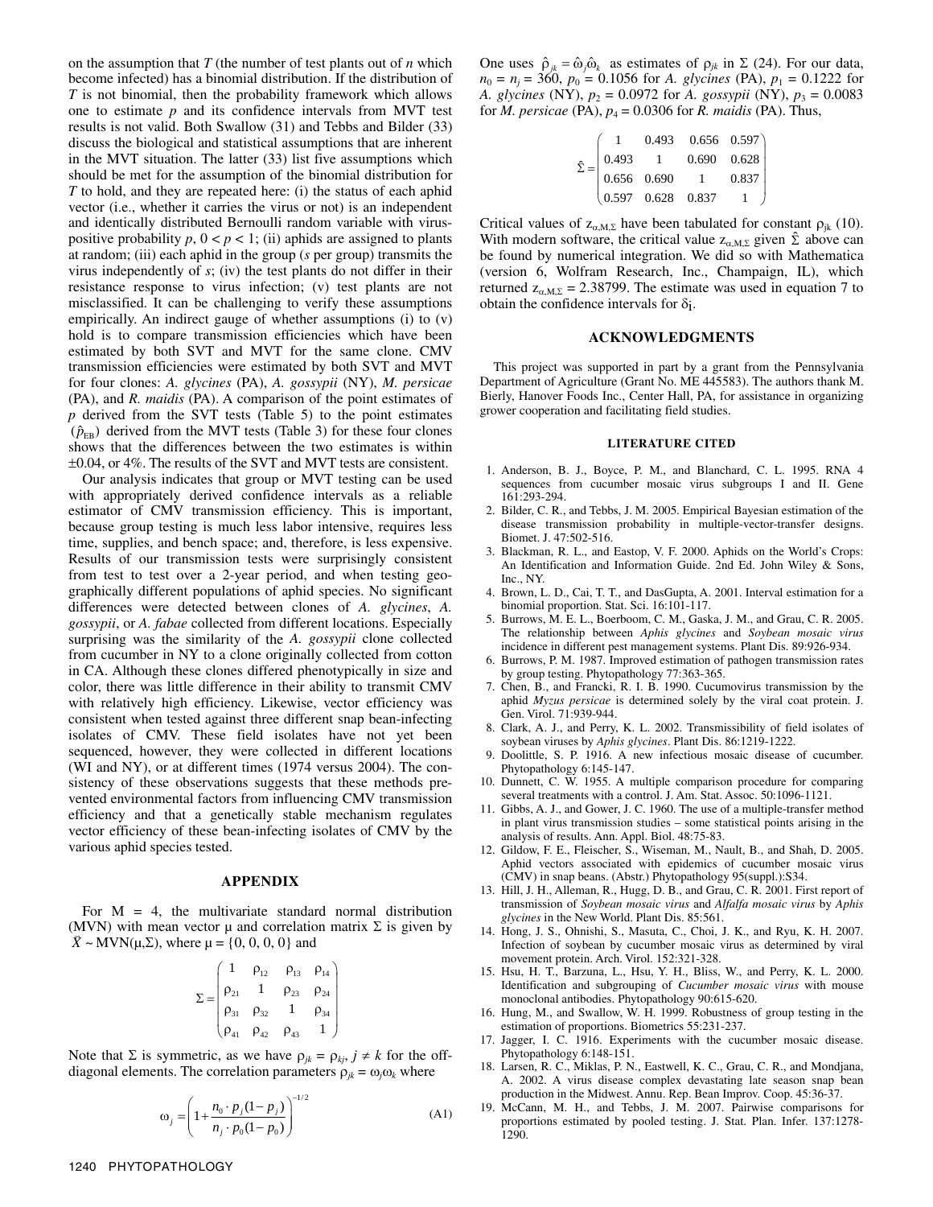on the assumption that $T$ (the number of test plants out of $n$ which become infected) has a binomial distribution. If the distribution of $T$ is not binomial, then the probability framework which allows one to estimate $p$ and its confidence intervals from MVT test results is not valid. Both Swallow (31) and Tebbs and Bilder (33) discuss the biological and statistical assumptions that are inherent in the MVT situation. The latter (33) list five assumptions which should be met for the assumption of the binomial distribution for $T$ to hold, and they are repeated here: (i) the status of each aphid vector (i.e., whether it carries the virus or not) is an independent and identically distributed Bernoulli random variable with virus-positive probability $p$, $0 < p < 1$; (ii) aphids are assigned to plants at random; (iii) each aphid in the group ($s$ per group) transmits the virus independently of $s$; (iv) the test plants do not differ in their resistance response to virus infection; (v) test plants are not misclassified. It can be challenging to verify these assumptions empirically. An indirect gauge of whether assumptions (i) to (v) hold is to compare transmission efficiencies which have been estimated by both SVT and MVT for the same clone. CMV transmission efficiencies were estimated by both SVT and MVT for four clones: *A. glycines* (PA), *A. gossypii* (NY), *M. persicae* (PA), and *R. maidis* (PA). A comparison of the point estimates of $p$ derived from the SVT tests (Table 5) to the point estimates ($\hat{p}_{EB}$) derived from the MVT tests (Table 3) for these four clones shows that the differences between the two estimates is within ±0.04, or 4%. The results of the SVT and MVT tests are consistent.

Our analysis indicates that group or MVT testing can be used with appropriately derived confidence intervals as a reliable estimator of CMV transmission efficiency. This is important, because group testing is much less labor intensive, requires less time, supplies, and bench space; and, therefore, is less expensive. Results of our transmission tests were surprisingly consistent from test to test over a 2-year period, and when testing geographically different populations of aphid species. No significant differences were detected between clones of *A. glycines*, *A. gossypii*, or *A. fabae* collected from different locations. Especially surprising was the similarity of the *A. gossypii* clone collected from cucumber in NY to a clone originally collected from cotton in CA. Although these clones differed phenotypically in size and color, there was little difference in their ability to transmit CMV with relatively high efficiency. Likewise, vector efficiency was consistent when tested against three different snap bean-infecting isolates of CMV. These field isolates have not yet been sequenced, however, they were collected in different locations (WI and NY), or at different times (1974 versus 2004). The consistency of these observations suggests that these methods prevented environmental factors from influencing CMV transmission efficiency and that a genetically stable mechanism regulates vector efficiency of these bean-infecting isolates of CMV by the various aphid species tested.

## APPENDIX

For M = 4, the multivariate standard normal distribution (MVN) with mean vector μ and correlation matrix Σ is given by $\bar{X} \sim \text{MVN}(\mu, \Sigma)$, where $\mu = \{0, 0, 0, 0\}$ and

$$\Sigma = \begin{pmatrix} 1 & \rho_{12} & \rho_{13} & \rho_{14} \\ \rho_{21} & 1 & \rho_{23} & \rho_{24} \\ \rho_{31} & \rho_{32} & 1 & \rho_{34} \\ \rho_{41} & \rho_{42} & \rho_{43} & 1 \end{pmatrix}$$

Note that Σ is symmetric, as we have $\rho_{jk} = \rho_{kj}$, $j \neq k$ for the off-diagonal elements. The correlation parameters $\rho_{jk} = \omega_j \omega_k$ where

$$\omega_j = \left(1 + \frac{n_0 \cdot p_j(1-p_j)}{n_j \cdot p_0(1-p_0)}\right)^{-1/2} \quad \text{(A1)}$$

One uses $\hat{\rho}_{jk} = \hat{\omega}_j \hat{\omega}_k$ as estimates of $\rho_{jk}$ in Σ (24). For our data, $n_0 = n_j = 360$, $p_0 = 0.1056$ for *A. glycines* (PA), $p_1 = 0.1222$ for *A. glycines* (NY), $p_2 = 0.0972$ for *A. gossypii* (NY), $p_3 = 0.0083$ for *M. persicae* (PA), $p_4 = 0.0306$ for *R. maidis* (PA). Thus,

$$\hat{\Sigma} = \begin{pmatrix} 1 & 0.493 & 0.656 & 0.597 \\ 0.493 & 1 & 0.690 & 0.628 \\ 0.656 & 0.690 & 1 & 0.837 \\ 0.597 & 0.628 & 0.837 & 1 \end{pmatrix}$$

Critical values of $z_{\alpha,M,\Sigma}$ have been tabulated for constant $\rho_{jk}$ (10). With modern software, the critical value $z_{\alpha,M,\Sigma}$ given $\hat{\Sigma}$ above can be found by numerical integration. We did so with Mathematica (version 6, Wolfram Research, Inc., Champaign, IL), which returned $z_{\alpha,M,\Sigma} = 2.38799$. The estimate was used in equation 7 to obtain the confidence intervals for $\delta_i$.

## ACKNOWLEDGMENTS

This project was supported in part by a grant from the Pennsylvania Department of Agriculture (Grant No. ME 445583). The authors thank M. Bierly, Hanover Foods Inc., Center Hall, PA, for assistance in organizing grower cooperation and facilitating field studies.

## LITERATURE CITED

1. Anderson, B. J., Boyce, P. M., and Blanchard, C. L. 1995. RNA 4 sequences from cucumber mosaic virus subgroups I and II. Gene 161:293-294.
2. Bilder, C. R., and Tebbs, J. M. 2005. Empirical Bayesian estimation of the disease transmission probability in multiple-vector-transfer designs. Biomet. J. 47:502-516.
3. Blackman, R. L., and Eastop, V. F. 2000. Aphids on the World's Crops: An Identification and Information Guide. 2nd Ed. John Wiley & Sons, Inc., NY.
4. Brown, L. D., Cai, T. T., and DasGupta, A. 2001. Interval estimation for a binomial proportion. Stat. Sci. 16:101-117.
5. Burrows, M. E. L., Boerboom, C. M., Gaska, J. M., and Grau, C. R. 2005. The relationship between *Aphis glycines* and *Soybean mosaic virus* incidence in different pest management systems. Plant Dis. 89:926-934.
6. Burrows, P. M. 1987. Improved estimation of pathogen transmission rates by group testing. Phytopathology 77:363-365.
7. Chen, B., and Francki, R. I. B. 1990. Cucumovirus transmission by the aphid *Myzus persicae* is determined solely by the viral coat protein. J. Gen. Virol. 71:939-944.
8. Clark, A. J., and Perry, K. L. 2002. Transmissibility of field isolates of soybean viruses by *Aphis glycines*. Plant Dis. 86:1219-1222.
9. Doolittle, S. P. 1916. A new infectious mosaic disease of cucumber. Phytopathology 6:145-147.
10. Dunnett, C. W. 1955. A multiple comparison procedure for comparing several treatments with a control. J. Am. Stat. Assoc. 50:1096-1121.
11. Gibbs, A. J., and Gower, J. C. 1960. The use of a multiple-transfer method in plant virus transmission studies – some statistical points arising in the analysis of results. Ann. Appl. Biol. 48:75-83.
12. Gildow, F. E., Fleischer, S., Wiseman, M., Nault, B., and Shah, D. 2005. Aphid vectors associated with epidemics of cucumber mosaic virus (CMV) in snap beans. (Abstr.) Phytopathology 95(suppl.):S34.
13. Hill, J. H., Alleman, R., Hugg, D. B., and Grau, C. R. 2001. First report of transmission of *Soybean mosaic virus* and *Alfalfa mosaic virus* by *Aphis glycines* in the New World. Plant Dis. 85:561.
14. Hong, J. S., Ohnishi, S., Masuta, C., Choi, J. K., and Ryu, K. H. 2007. Infection of soybean by cucumber mosaic virus as determined by viral movement protein. Arch. Virol. 152:321-328.
15. Hsu, H. T., Barzuna, L., Hsu, Y. H., Bliss, W., and Perry, K. L. 2000. Identification and subgrouping of *Cucumber mosaic virus* with mouse monoclonal antibodies. Phytopathology 90:615-620.
16. Hung, M., and Swallow, W. H. 1999. Robustness of group testing in the estimation of proportions. Biometrics 55:231-237.
17. Jagger, I. C. 1916. Experiments with the cucumber mosaic disease. Phytopathology 6:148-151.
18. Larsen, R. C., Miklas, P. N., Eastwell, K. C., Grau, C. R., and Mondjana, A. 2002. A virus disease complex devastating late season snap bean production in the Midwest. Annu. Rep. Bean Improv. Coop. 45:36-37.
19. McCann, M. H., and Tebbs, J. M. 2007. Pairwise comparisons for proportions estimated by pooled testing. J. Stat. Plan. Infer. 137:1278-1290.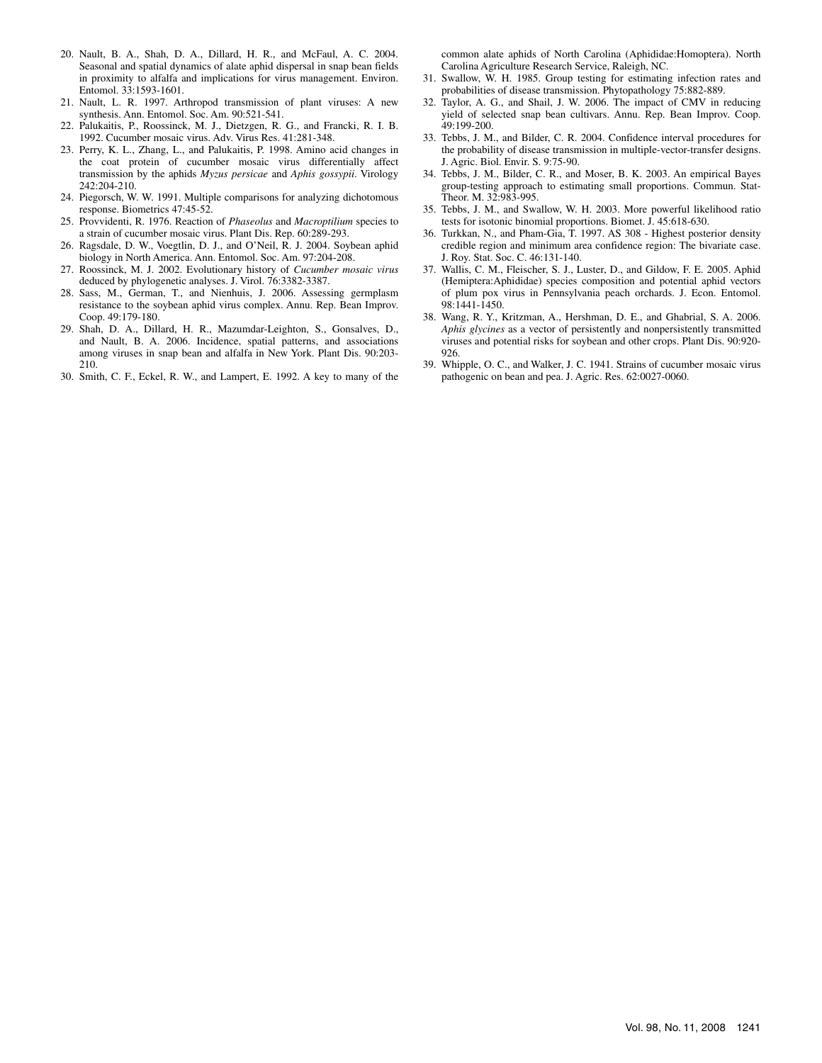20. Nault, B. A., Shah, D. A., Dillard, H. R., and McFaul, A. C. 2004. Seasonal and spatial dynamics of alate aphid dispersal in snap bean fields in proximity to alfalfa and implications for virus management. Environ. Entomol. 33:1593-1601.
21. Nault, L. R. 1997. Arthropod transmission of plant viruses: A new synthesis. Ann. Entomol. Soc. Am. 90:521-541.
22. Palukaitis, P., Roossinck, M. J., Dietzgen, R. G., and Francki, R. I. B. 1992. Cucumber mosaic virus. Adv. Virus Res. 41:281-348.
23. Perry, K. L., Zhang, L., and Palukaitis, P. 1998. Amino acid changes in the coat protein of cucumber mosaic virus differentially affect transmission by the aphids *Myzus persicae* and *Aphis gossypii*. Virology 242:204-210.
24. Piegorsch, W. W. 1991. Multiple comparisons for analyzing dichotomous response. Biometrics 47:45-52.
25. Provvidenti, R. 1976. Reaction of *Phaseolus* and *Macroptilium* species to a strain of cucumber mosaic virus. Plant Dis. Rep. 60:289-293.
26. Ragsdale, D. W., Voegtlin, D. J., and O'Neil, R. J. 2004. Soybean aphid biology in North America. Ann. Entomol. Soc. Am. 97:204-208.
27. Roossinck, M. J. 2002. Evolutionary history of *Cucumber mosaic virus* deduced by phylogenetic analyses. J. Virol. 76:3382-3387.
28. Sass, M., German, T., and Nienhuis, J. 2006. Assessing germplasm resistance to the soybean aphid virus complex. Annu. Rep. Bean Improv. Coop. 49:179-180.
29. Shah, D. A., Dillard, H. R., Mazumdar-Leighton, S., Gonsalves, D., and Nault, B. A. 2006. Incidence, spatial patterns, and associations among viruses in snap bean and alfalfa in New York. Plant Dis. 90:203-210.
30. Smith, C. F., Eckel, R. W., and Lampert, E. 1992. A key to many of the common alate aphids of North Carolina (Aphididae:Homoptera). North Carolina Agriculture Research Service, Raleigh, NC.
31. Swallow, W. H. 1985. Group testing for estimating infection rates and probabilities of disease transmission. Phytopathology 75:882-889.
32. Taylor, A. G., and Shail, J. W. 2006. The impact of CMV in reducing yield of selected snap bean cultivars. Annu. Rep. Bean Improv. Coop. 49:199-200.
33. Tebbs, J. M., and Bilder, C. R. 2004. Confidence interval procedures for the probability of disease transmission in multiple-vector-transfer designs. J. Agric. Biol. Envir. S. 9:75-90.
34. Tebbs, J. M., Bilder, C. R., and Moser, B. K. 2003. An empirical Bayes group-testing approach to estimating small proportions. Commun. Stat-Theor. M. 32:983-995.
35. Tebbs, J. M., and Swallow, W. H. 2003. More powerful likelihood ratio tests for isotonic binomial proportions. Biomet. J. 45:618-630.
36. Turkkan, N., and Pham-Gia, T. 1997. AS 308 - Highest posterior density credible region and minimum area confidence region: The bivariate case. J. Roy. Stat. Soc. C. 46:131-140.
37. Wallis, C. M., Fleischer, S. J., Luster, D., and Gildow, F. E. 2005. Aphid (Hemiptera:Aphididae) species composition and potential aphid vectors of plum pox virus in Pennsylvania peach orchards. J. Econ. Entomol. 98:1441-1450.
38. Wang, R. Y., Kritzman, A., Hershman, D. E., and Ghabrial, S. A. 2006. *Aphis glycines* as a vector of persistently and nonpersistently transmitted viruses and potential risks for soybean and other crops. Plant Dis. 90:920-926.
39. Whipple, O. C., and Walker, J. C. 1941. Strains of cucumber mosaic virus pathogenic on bean and pea. J. Agric. Res. 62:0027-0060.